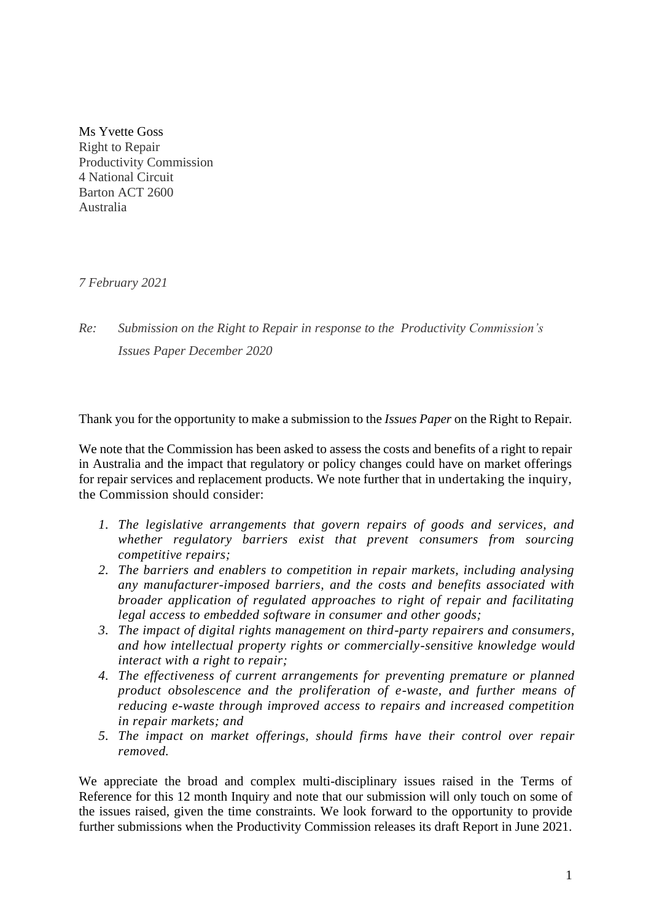Ms Yvette Goss
Right to Repair
Productivity Commission
4 National Circuit
Barton ACT 2600
Australia

*7 February 2021*

*Re: Submission on the Right to Repair in response to the Productivity Commission's Issues Paper December 2020*

Thank you for the opportunity to make a submission to the *Issues Paper* on the Right to Repair.

We note that the Commission has been asked to assess the costs and benefits of a right to repair in Australia and the impact that regulatory or policy changes could have on market offerings for repair services and replacement products. We note further that in undertaking the inquiry, the Commission should consider:

1. *The legislative arrangements that govern repairs of goods and services, and whether regulatory barriers exist that prevent consumers from sourcing competitive repairs;*
2. *The barriers and enablers to competition in repair markets, including analysing any manufacturer-imposed barriers, and the costs and benefits associated with broader application of regulated approaches to right of repair and facilitating legal access to embedded software in consumer and other goods;*
3. *The impact of digital rights management on third-party repairers and consumers, and how intellectual property rights or commercially-sensitive knowledge would interact with a right to repair;*
4. *The effectiveness of current arrangements for preventing premature or planned product obsolescence and the proliferation of e-waste, and further means of reducing e-waste through improved access to repairs and increased competition in repair markets; and*
5. *The impact on market offerings, should firms have their control over repair removed.*

We appreciate the broad and complex multi-disciplinary issues raised in the Terms of Reference for this 12 month Inquiry and note that our submission will only touch on some of the issues raised, given the time constraints. We look forward to the opportunity to provide further submissions when the Productivity Commission releases its draft Report in June 2021.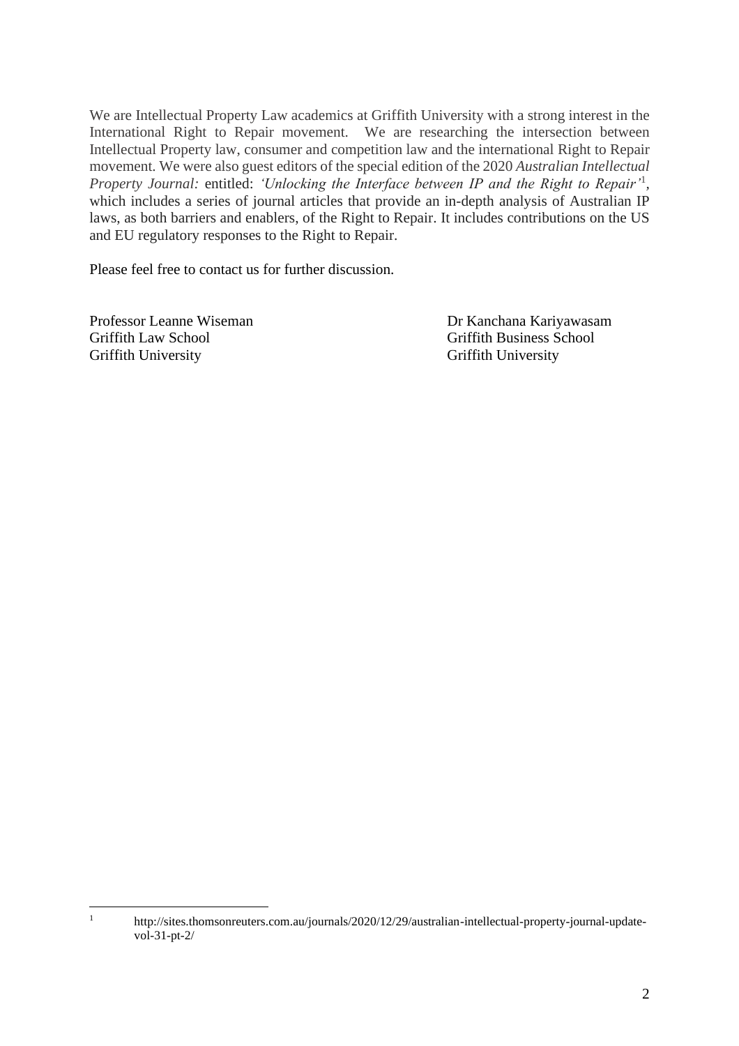We are Intellectual Property Law academics at Griffith University with a strong interest in the International Right to Repair movement. We are researching the intersection between Intellectual Property law, consumer and competition law and the international Right to Repair movement. We were also guest editors of the special edition of the 2020 *Australian Intellectual Property Journal:* entitled: *'Unlocking the Interface between IP and the Right to Repair'*[1], which includes a series of journal articles that provide an in-depth analysis of Australian IP laws, as both barriers and enablers, of the Right to Repair. It includes contributions on the US and EU regulatory responses to the Right to Repair.

Please feel free to contact us for further discussion.

Professor Leanne Wiseman
Griffith Law School
Griffith University

Dr Kanchana Kariyawasam
Griffith Business School
Griffith University

---

[1] http://sites.thomsonreuters.com.au/journals/2020/12/29/australian-intellectual-property-journal-update-vol-31-pt-2/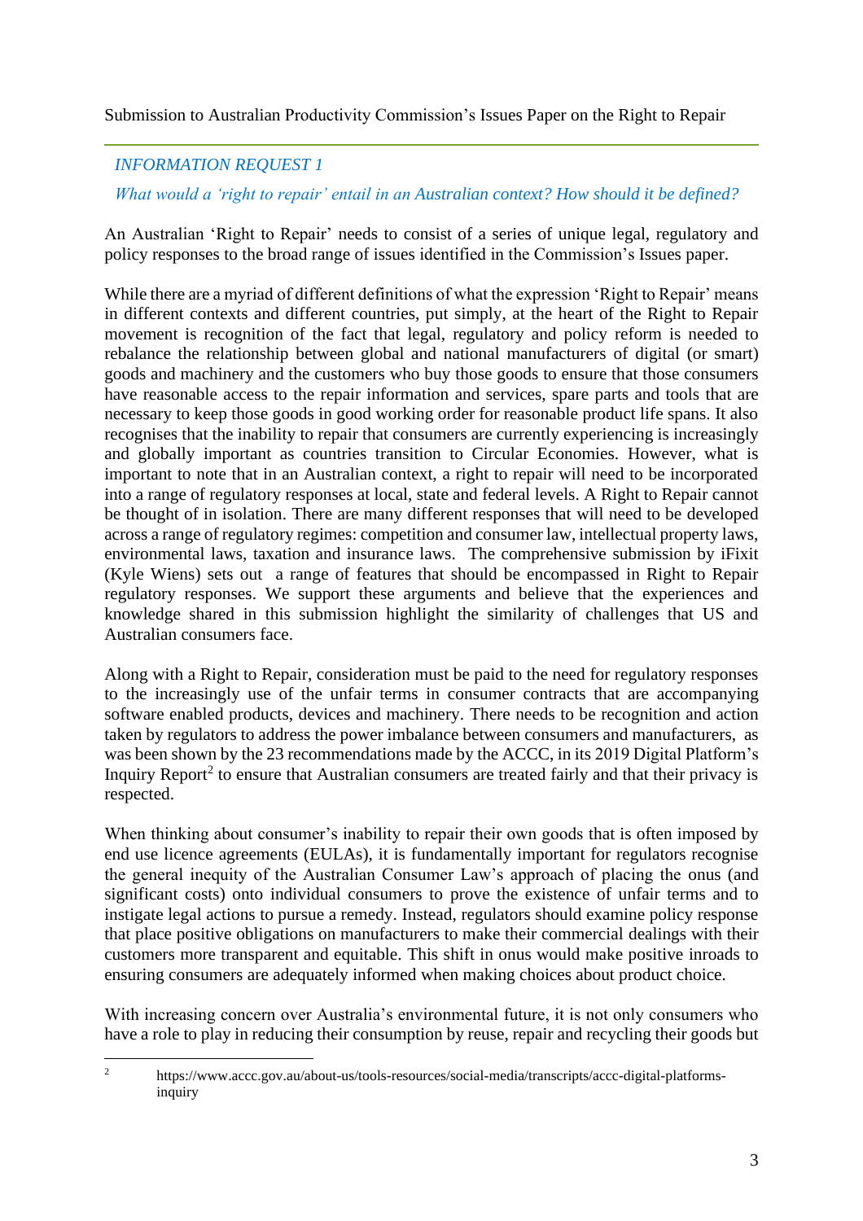Submission to Australian Productivity Commission's Issues Paper on the Right to Repair

*INFORMATION REQUEST 1*

*What would a 'right to repair' entail in an Australian context? How should it be defined?*

An Australian 'Right to Repair' needs to consist of a series of unique legal, regulatory and policy responses to the broad range of issues identified in the Commission's Issues paper.

While there are a myriad of different definitions of what the expression 'Right to Repair' means in different contexts and different countries, put simply, at the heart of the Right to Repair movement is recognition of the fact that legal, regulatory and policy reform is needed to rebalance the relationship between global and national manufacturers of digital (or smart) goods and machinery and the customers who buy those goods to ensure that those consumers have reasonable access to the repair information and services, spare parts and tools that are necessary to keep those goods in good working order for reasonable product life spans. It also recognises that the inability to repair that consumers are currently experiencing is increasingly and globally important as countries transition to Circular Economies. However, what is important to note that in an Australian context, a right to repair will need to be incorporated into a range of regulatory responses at local, state and federal levels. A Right to Repair cannot be thought of in isolation. There are many different responses that will need to be developed across a range of regulatory regimes: competition and consumer law, intellectual property laws, environmental laws, taxation and insurance laws. The comprehensive submission by iFixit (Kyle Wiens) sets out a range of features that should be encompassed in Right to Repair regulatory responses. We support these arguments and believe that the experiences and knowledge shared in this submission highlight the similarity of challenges that US and Australian consumers face.

Along with a Right to Repair, consideration must be paid to the need for regulatory responses to the increasingly use of the unfair terms in consumer contracts that are accompanying software enabled products, devices and machinery. There needs to be recognition and action taken by regulators to address the power imbalance between consumers and manufacturers, as was been shown by the 23 recommendations made by the ACCC, in its 2019 Digital Platform's Inquiry Report[2] to ensure that Australian consumers are treated fairly and that their privacy is respected.

When thinking about consumer's inability to repair their own goods that is often imposed by end use licence agreements (EULAs), it is fundamentally important for regulators recognise the general inequity of the Australian Consumer Law's approach of placing the onus (and significant costs) onto individual consumers to prove the existence of unfair terms and to instigate legal actions to pursue a remedy. Instead, regulators should examine policy response that place positive obligations on manufacturers to make their commercial dealings with their customers more transparent and equitable. This shift in onus would make positive inroads to ensuring consumers are adequately informed when making choices about product choice.

With increasing concern over Australia's environmental future, it is not only consumers who have a role to play in reducing their consumption by reuse, repair and recycling their goods but

[2] https://www.accc.gov.au/about-us/tools-resources/social-media/transcripts/accc-digital-platforms-inquiry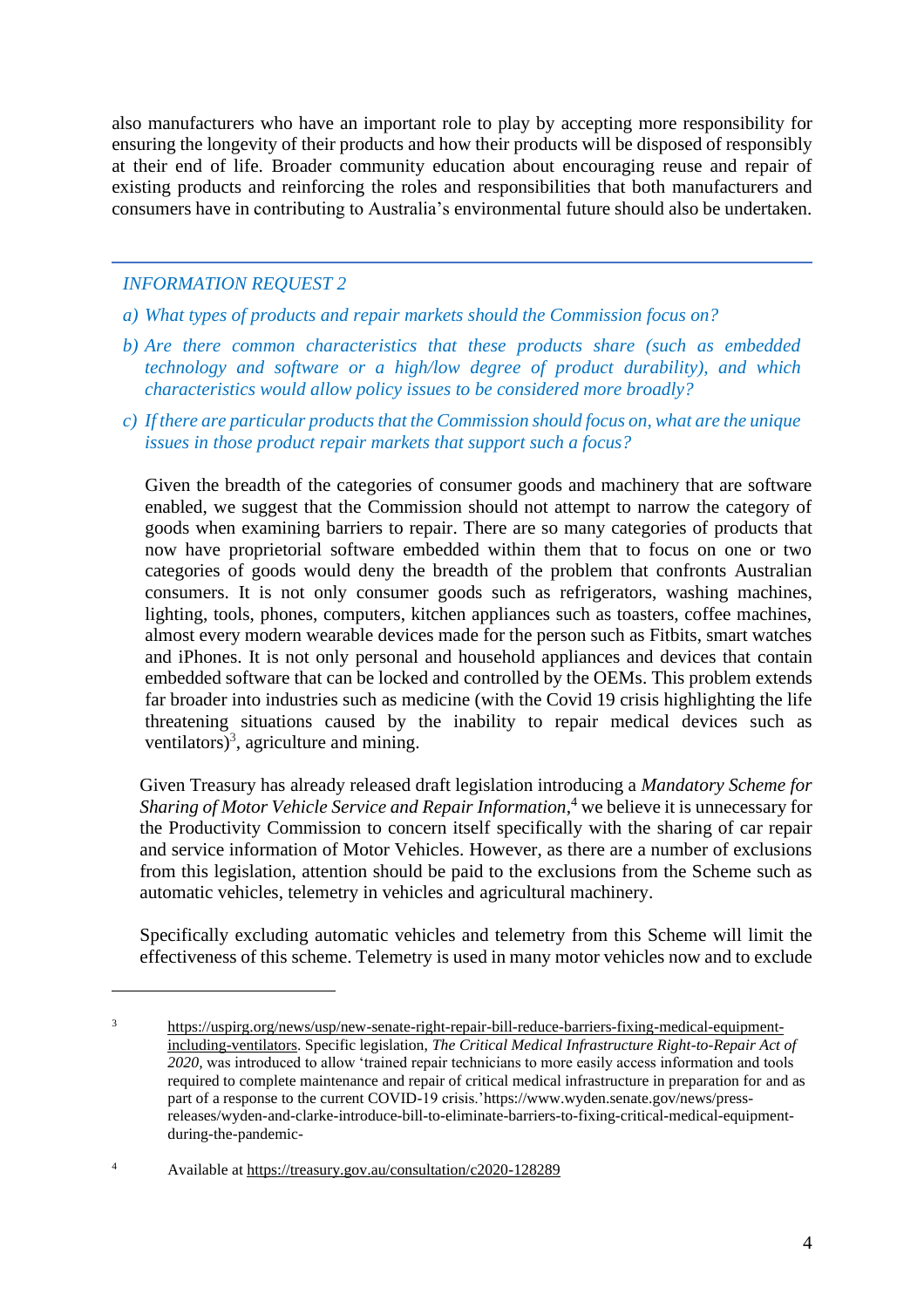also manufacturers who have an important role to play by accepting more responsibility for ensuring the longevity of their products and how their products will be disposed of responsibly at their end of life. Broader community education about encouraging reuse and repair of existing products and reinforcing the roles and responsibilities that both manufacturers and consumers have in contributing to Australia's environmental future should also be undertaken.

---

*INFORMATION REQUEST 2*

*a) What types of products and repair markets should the Commission focus on?*

*b) Are there common characteristics that these products share (such as embedded technology and software or a high/low degree of product durability), and which characteristics would allow policy issues to be considered more broadly?*

*c) If there are particular products that the Commission should focus on, what are the unique issues in those product repair markets that support such a focus?*

Given the breadth of the categories of consumer goods and machinery that are software enabled, we suggest that the Commission should not attempt to narrow the category of goods when examining barriers to repair. There are so many categories of products that now have proprietorial software embedded within them that to focus on one or two categories of goods would deny the breadth of the problem that confronts Australian consumers. It is not only consumer goods such as refrigerators, washing machines, lighting, tools, phones, computers, kitchen appliances such as toasters, coffee machines, almost every modern wearable devices made for the person such as Fitbits, smart watches and iPhones. It is not only personal and household appliances and devices that contain embedded software that can be locked and controlled by the OEMs. This problem extends far broader into industries such as medicine (with the Covid 19 crisis highlighting the life threatening situations caused by the inability to repair medical devices such as ventilators)[3], agriculture and mining.

Given Treasury has already released draft legislation introducing a *Mandatory Scheme for Sharing of Motor Vehicle Service and Repair Information*,[4] we believe it is unnecessary for the Productivity Commission to concern itself specifically with the sharing of car repair and service information of Motor Vehicles. However, as there are a number of exclusions from this legislation, attention should be paid to the exclusions from the Scheme such as automatic vehicles, telemetry in vehicles and agricultural machinery.

Specifically excluding automatic vehicles and telemetry from this Scheme will limit the effectiveness of this scheme. Telemetry is used in many motor vehicles now and to exclude

---

[3] https://uspirg.org/news/usp/new-senate-right-repair-bill-reduce-barriers-fixing-medical-equipment-including-ventilators. Specific legislation, *The Critical Medical Infrastructure Right-to-Repair Act of 2020*, was introduced to allow 'trained repair technicians to more easily access information and tools required to complete maintenance and repair of critical medical infrastructure in preparation for and as part of a response to the current COVID-19 crisis.'https://www.wyden.senate.gov/news/press-releases/wyden-and-clarke-introduce-bill-to-eliminate-barriers-to-fixing-critical-medical-equipment-during-the-pandemic-

[4] Available at https://treasury.gov.au/consultation/c2020-128289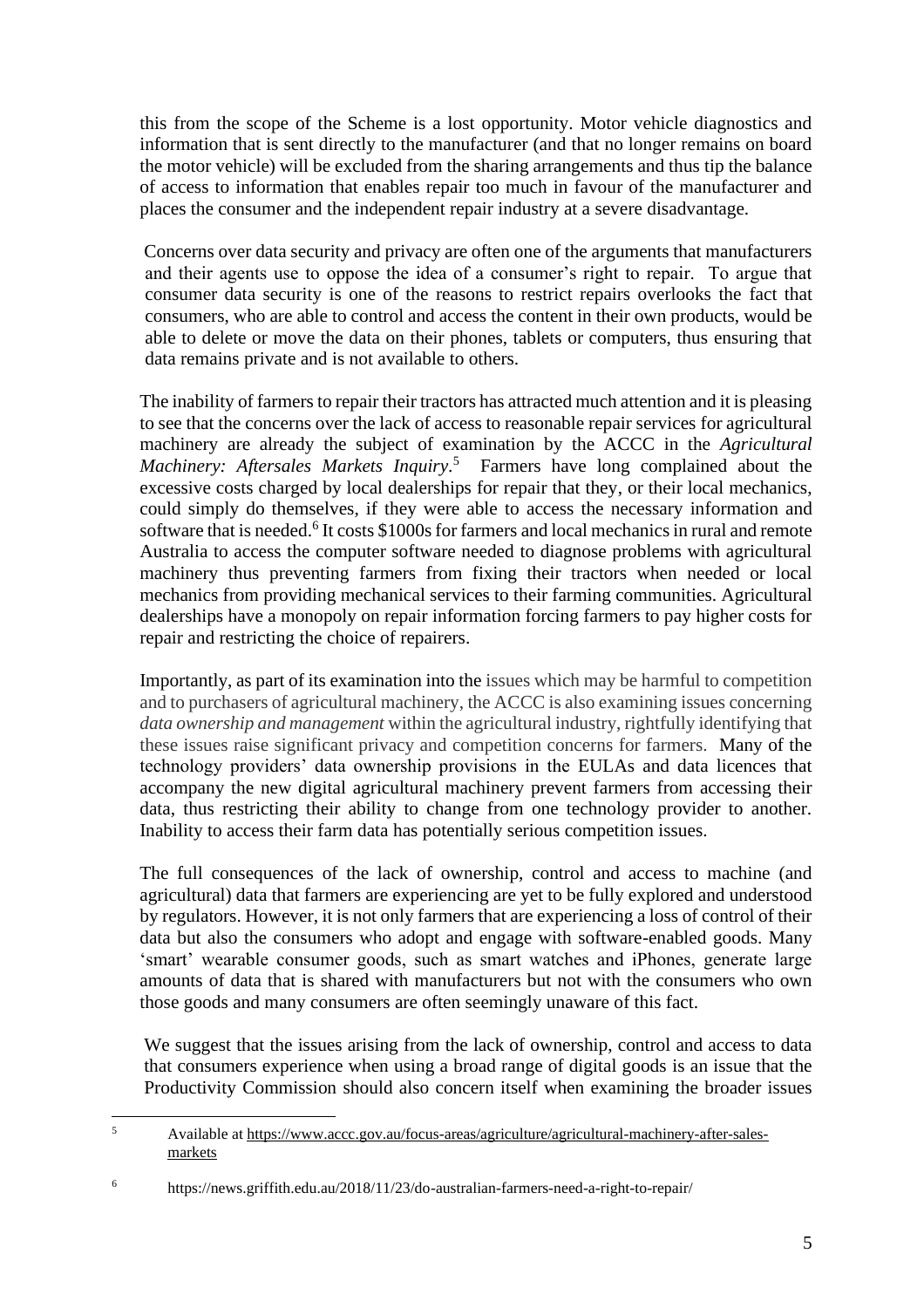this from the scope of the Scheme is a lost opportunity. Motor vehicle diagnostics and information that is sent directly to the manufacturer (and that no longer remains on board the motor vehicle) will be excluded from the sharing arrangements and thus tip the balance of access to information that enables repair too much in favour of the manufacturer and places the consumer and the independent repair industry at a severe disadvantage.

Concerns over data security and privacy are often one of the arguments that manufacturers and their agents use to oppose the idea of a consumer's right to repair. To argue that consumer data security is one of the reasons to restrict repairs overlooks the fact that consumers, who are able to control and access the content in their own products, would be able to delete or move the data on their phones, tablets or computers, thus ensuring that data remains private and is not available to others.

The inability of farmers to repair their tractors has attracted much attention and it is pleasing to see that the concerns over the lack of access to reasonable repair services for agricultural machinery are already the subject of examination by the ACCC in the *Agricultural Machinery: Aftersales Markets Inquiry*.[5] Farmers have long complained about the excessive costs charged by local dealerships for repair that they, or their local mechanics, could simply do themselves, if they were able to access the necessary information and software that is needed.[6] It costs $1000s for farmers and local mechanics in rural and remote Australia to access the computer software needed to diagnose problems with agricultural machinery thus preventing farmers from fixing their tractors when needed or local mechanics from providing mechanical services to their farming communities. Agricultural dealerships have a monopoly on repair information forcing farmers to pay higher costs for repair and restricting the choice of repairers.

Importantly, as part of its examination into the issues which may be harmful to competition and to purchasers of agricultural machinery, the ACCC is also examining issues concerning *data ownership and management* within the agricultural industry, rightfully identifying that these issues raise significant privacy and competition concerns for farmers. Many of the technology providers' data ownership provisions in the EULAs and data licences that accompany the new digital agricultural machinery prevent farmers from accessing their data, thus restricting their ability to change from one technology provider to another. Inability to access their farm data has potentially serious competition issues.

The full consequences of the lack of ownership, control and access to machine (and agricultural) data that farmers are experiencing are yet to be fully explored and understood by regulators. However, it is not only farmers that are experiencing a loss of control of their data but also the consumers who adopt and engage with software-enabled goods. Many 'smart' wearable consumer goods, such as smart watches and iPhones, generate large amounts of data that is shared with manufacturers but not with the consumers who own those goods and many consumers are often seemingly unaware of this fact.

We suggest that the issues arising from the lack of ownership, control and access to data that consumers experience when using a broad range of digital goods is an issue that the Productivity Commission should also concern itself when examining the broader issues

---

[5] Available at https://www.accc.gov.au/focus-areas/agriculture/agricultural-machinery-after-sales-markets

[6] https://news.griffith.edu.au/2018/11/23/do-australian-farmers-need-a-right-to-repair/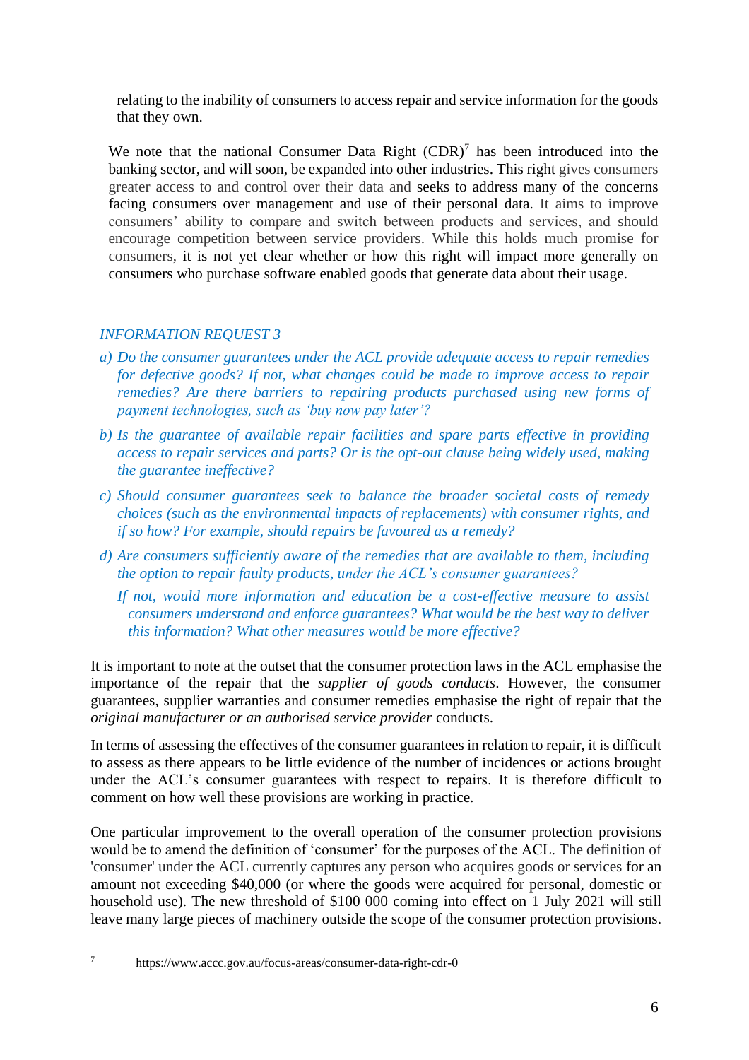relating to the inability of consumers to access repair and service information for the goods that they own.

We note that the national Consumer Data Right (CDR)[7] has been introduced into the banking sector, and will soon, be expanded into other industries. This right gives consumers greater access to and control over their data and seeks to address many of the concerns facing consumers over management and use of their personal data. It aims to improve consumers' ability to compare and switch between products and services, and should encourage competition between service providers. While this holds much promise for consumers, it is not yet clear whether or how this right will impact more generally on consumers who purchase software enabled goods that generate data about their usage.

---

*INFORMATION REQUEST 3*

*a) Do the consumer guarantees under the ACL provide adequate access to repair remedies for defective goods? If not, what changes could be made to improve access to repair remedies? Are there barriers to repairing products purchased using new forms of payment technologies, such as 'buy now pay later'?*

*b) Is the guarantee of available repair facilities and spare parts effective in providing access to repair services and parts? Or is the opt-out clause being widely used, making the guarantee ineffective?*

*c) Should consumer guarantees seek to balance the broader societal costs of remedy choices (such as the environmental impacts of replacements) with consumer rights, and if so how? For example, should repairs be favoured as a remedy?*

*d) Are consumers sufficiently aware of the remedies that are available to them, including the option to repair faulty products, under the ACL's consumer guarantees?*

*If not, would more information and education be a cost-effective measure to assist consumers understand and enforce guarantees? What would be the best way to deliver this information? What other measures would be more effective?*

It is important to note at the outset that the consumer protection laws in the ACL emphasise the importance of the repair that the *supplier of goods conducts*. However, the consumer guarantees, supplier warranties and consumer remedies emphasise the right of repair that the *original manufacturer or an authorised service provider* conducts.

In terms of assessing the effectives of the consumer guarantees in relation to repair, it is difficult to assess as there appears to be little evidence of the number of incidences or actions brought under the ACL's consumer guarantees with respect to repairs. It is therefore difficult to comment on how well these provisions are working in practice.

One particular improvement to the overall operation of the consumer protection provisions would be to amend the definition of 'consumer' for the purposes of the ACL. The definition of 'consumer' under the ACL currently captures any person who acquires goods or services for an amount not exceeding $40,000 (or where the goods were acquired for personal, domestic or household use). The new threshold of $100 000 coming into effect on 1 July 2021 will still leave many large pieces of machinery outside the scope of the consumer protection provisions.

---

[7] https://www.accc.gov.au/focus-areas/consumer-data-right-cdr-0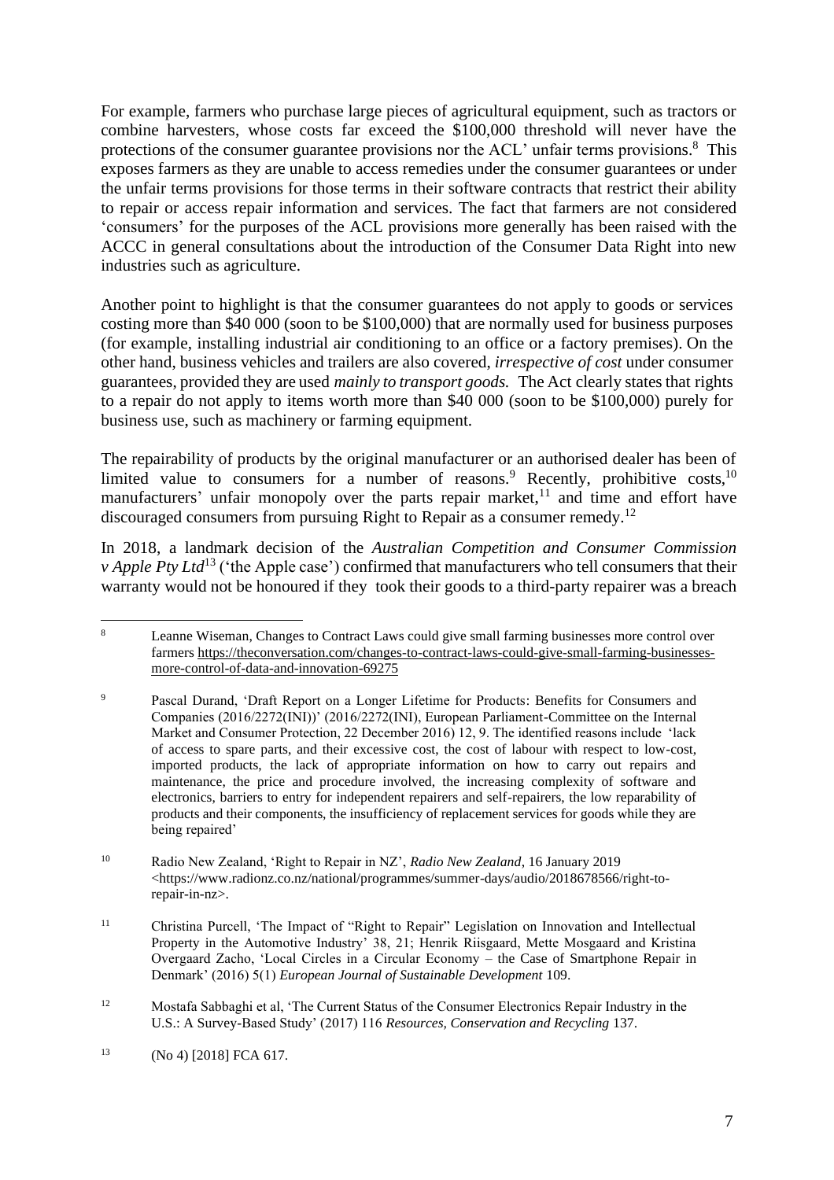For example, farmers who purchase large pieces of agricultural equipment, such as tractors or combine harvesters, whose costs far exceed the $100,000 threshold will never have the protections of the consumer guarantee provisions nor the ACL' unfair terms provisions.[8] This exposes farmers as they are unable to access remedies under the consumer guarantees or under the unfair terms provisions for those terms in their software contracts that restrict their ability to repair or access repair information and services. The fact that farmers are not considered 'consumers' for the purposes of the ACL provisions more generally has been raised with the ACCC in general consultations about the introduction of the Consumer Data Right into new industries such as agriculture.

Another point to highlight is that the consumer guarantees do not apply to goods or services costing more than $40 000 (soon to be $100,000) that are normally used for business purposes (for example, installing industrial air conditioning to an office or a factory premises). On the other hand, business vehicles and trailers are also covered, *irrespective of cost* under consumer guarantees, provided they are used *mainly to transport goods.* The Act clearly states that rights to a repair do not apply to items worth more than $40 000 (soon to be $100,000) purely for business use, such as machinery or farming equipment.

The repairability of products by the original manufacturer or an authorised dealer has been of limited value to consumers for a number of reasons.[9] Recently, prohibitive costs,[10] manufacturers' unfair monopoly over the parts repair market,[11] and time and effort have discouraged consumers from pursuing Right to Repair as a consumer remedy.[12]

In 2018, a landmark decision of the *Australian Competition and Consumer Commission v Apple Pty Ltd*[13] ('the Apple case') confirmed that manufacturers who tell consumers that their warranty would not be honoured if they took their goods to a third-party repairer was a breach

---

[8] Leanne Wiseman, Changes to Contract Laws could give small farming businesses more control over farmers https://theconversation.com/changes-to-contract-laws-could-give-small-farming-businesses-more-control-of-data-and-innovation-69275

[9] Pascal Durand, 'Draft Report on a Longer Lifetime for Products: Benefits for Consumers and Companies (2016/2272(INI))' (2016/2272(INI), European Parliament-Committee on the Internal Market and Consumer Protection, 22 December 2016) 12, 9. The identified reasons include 'lack of access to spare parts, and their excessive cost, the cost of labour with respect to low-cost, imported products, the lack of appropriate information on how to carry out repairs and maintenance, the price and procedure involved, the increasing complexity of software and electronics, barriers to entry for independent repairers and self-repairers, the low reparability of products and their components, the insufficiency of replacement services for goods while they are being repaired'

[10] Radio New Zealand, 'Right to Repair in NZ', *Radio New Zealand*, 16 January 2019 <https://www.radionz.co.nz/national/programmes/summer-days/audio/2018678566/right-to-repair-in-nz>.

[11] Christina Purcell, 'The Impact of "Right to Repair" Legislation on Innovation and Intellectual Property in the Automotive Industry' 38, 21; Henrik Riisgaard, Mette Mosgaard and Kristina Overgaard Zacho, 'Local Circles in a Circular Economy – the Case of Smartphone Repair in Denmark' (2016) 5(1) *European Journal of Sustainable Development* 109.

[12] Mostafa Sabbaghi et al, 'The Current Status of the Consumer Electronics Repair Industry in the U.S.: A Survey-Based Study' (2017) 116 *Resources, Conservation and Recycling* 137.

[13] (No 4) [2018] FCA 617.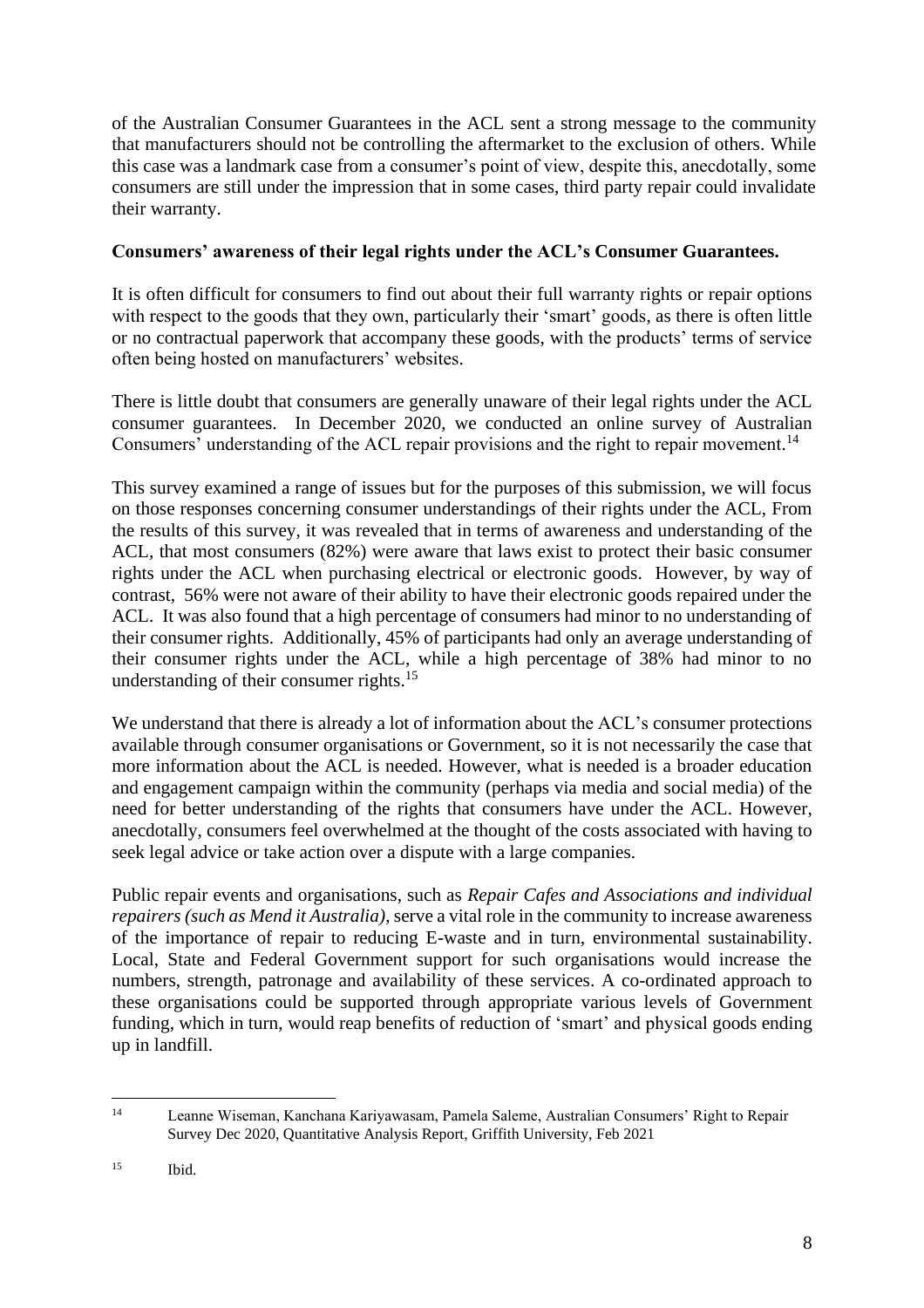of the Australian Consumer Guarantees in the ACL sent a strong message to the community that manufacturers should not be controlling the aftermarket to the exclusion of others. While this case was a landmark case from a consumer's point of view, despite this, anecdotally, some consumers are still under the impression that in some cases, third party repair could invalidate their warranty.

**Consumers' awareness of their legal rights under the ACL's Consumer Guarantees.**

It is often difficult for consumers to find out about their full warranty rights or repair options with respect to the goods that they own, particularly their 'smart' goods, as there is often little or no contractual paperwork that accompany these goods, with the products' terms of service often being hosted on manufacturers' websites.

There is little doubt that consumers are generally unaware of their legal rights under the ACL consumer guarantees. In December 2020, we conducted an online survey of Australian Consumers' understanding of the ACL repair provisions and the right to repair movement.[14]

This survey examined a range of issues but for the purposes of this submission, we will focus on those responses concerning consumer understandings of their rights under the ACL, From the results of this survey, it was revealed that in terms of awareness and understanding of the ACL, that most consumers (82%) were aware that laws exist to protect their basic consumer rights under the ACL when purchasing electrical or electronic goods. However, by way of contrast, 56% were not aware of their ability to have their electronic goods repaired under the ACL. It was also found that a high percentage of consumers had minor to no understanding of their consumer rights. Additionally, 45% of participants had only an average understanding of their consumer rights under the ACL, while a high percentage of 38% had minor to no understanding of their consumer rights.[15]

We understand that there is already a lot of information about the ACL's consumer protections available through consumer organisations or Government, so it is not necessarily the case that more information about the ACL is needed. However, what is needed is a broader education and engagement campaign within the community (perhaps via media and social media) of the need for better understanding of the rights that consumers have under the ACL. However, anecdotally, consumers feel overwhelmed at the thought of the costs associated with having to seek legal advice or take action over a dispute with a large companies.

Public repair events and organisations, such as *Repair Cafes and Associations and individual repairers (such as Mend it Australia)*, serve a vital role in the community to increase awareness of the importance of repair to reducing E-waste and in turn, environmental sustainability. Local, State and Federal Government support for such organisations would increase the numbers, strength, patronage and availability of these services. A co-ordinated approach to these organisations could be supported through appropriate various levels of Government funding, which in turn, would reap benefits of reduction of 'smart' and physical goods ending up in landfill.

---

[14] Leanne Wiseman, Kanchana Kariyawasam, Pamela Saleme, Australian Consumers' Right to Repair Survey Dec 2020, Quantitative Analysis Report, Griffith University, Feb 2021

[15] Ibid.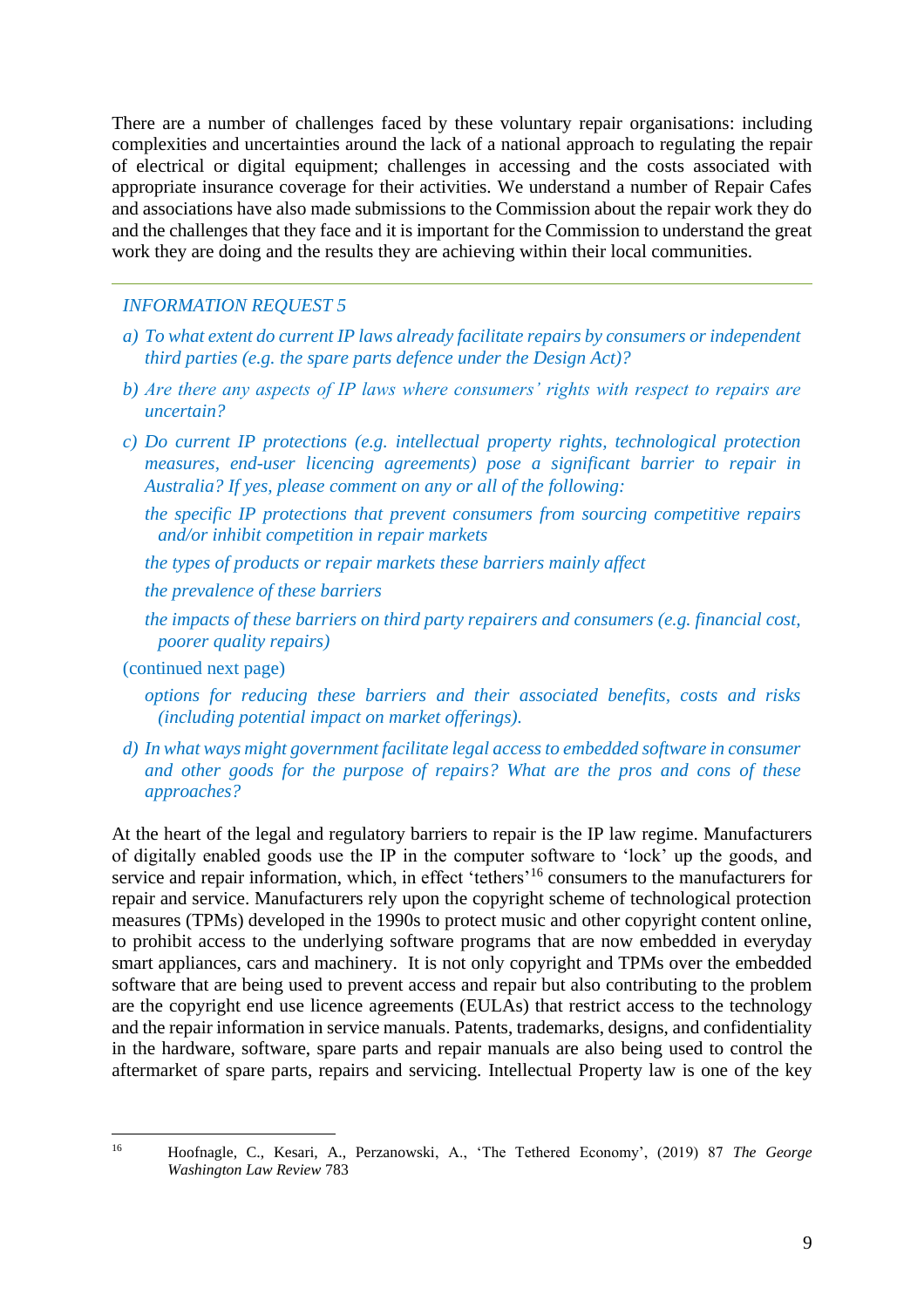There are a number of challenges faced by these voluntary repair organisations: including complexities and uncertainties around the lack of a national approach to regulating the repair of electrical or digital equipment; challenges in accessing and the costs associated with appropriate insurance coverage for their activities. We understand a number of Repair Cafes and associations have also made submissions to the Commission about the repair work they do and the challenges that they face and it is important for the Commission to understand the great work they are doing and the results they are achieving within their local communities.

---

*INFORMATION REQUEST 5*

*a) To what extent do current IP laws already facilitate repairs by consumers or independent third parties (e.g. the spare parts defence under the Design Act)?*

*b) Are there any aspects of IP laws where consumers' rights with respect to repairs are uncertain?*

*c) Do current IP protections (e.g. intellectual property rights, technological protection measures, end-user licencing agreements) pose a significant barrier to repair in Australia? If yes, please comment on any or all of the following:*

*the specific IP protections that prevent consumers from sourcing competitive repairs and/or inhibit competition in repair markets*

*the types of products or repair markets these barriers mainly affect*

*the prevalence of these barriers*

*the impacts of these barriers on third party repairers and consumers (e.g. financial cost, poorer quality repairs)*

(continued next page)

*options for reducing these barriers and their associated benefits, costs and risks (including potential impact on market offerings).*

*d) In what ways might government facilitate legal access to embedded software in consumer and other goods for the purpose of repairs? What are the pros and cons of these approaches?*

At the heart of the legal and regulatory barriers to repair is the IP law regime. Manufacturers of digitally enabled goods use the IP in the computer software to 'lock' up the goods, and service and repair information, which, in effect 'tethers'[16] consumers to the manufacturers for repair and service. Manufacturers rely upon the copyright scheme of technological protection measures (TPMs) developed in the 1990s to protect music and other copyright content online, to prohibit access to the underlying software programs that are now embedded in everyday smart appliances, cars and machinery. It is not only copyright and TPMs over the embedded software that are being used to prevent access and repair but also contributing to the problem are the copyright end use licence agreements (EULAs) that restrict access to the technology and the repair information in service manuals. Patents, trademarks, designs, and confidentiality in the hardware, software, spare parts and repair manuals are also being used to control the aftermarket of spare parts, repairs and servicing. Intellectual Property law is one of the key

---

[16] Hoofnagle, C., Kesari, A., Perzanowski, A., 'The Tethered Economy', (2019) 87 *The George Washington Law Review* 783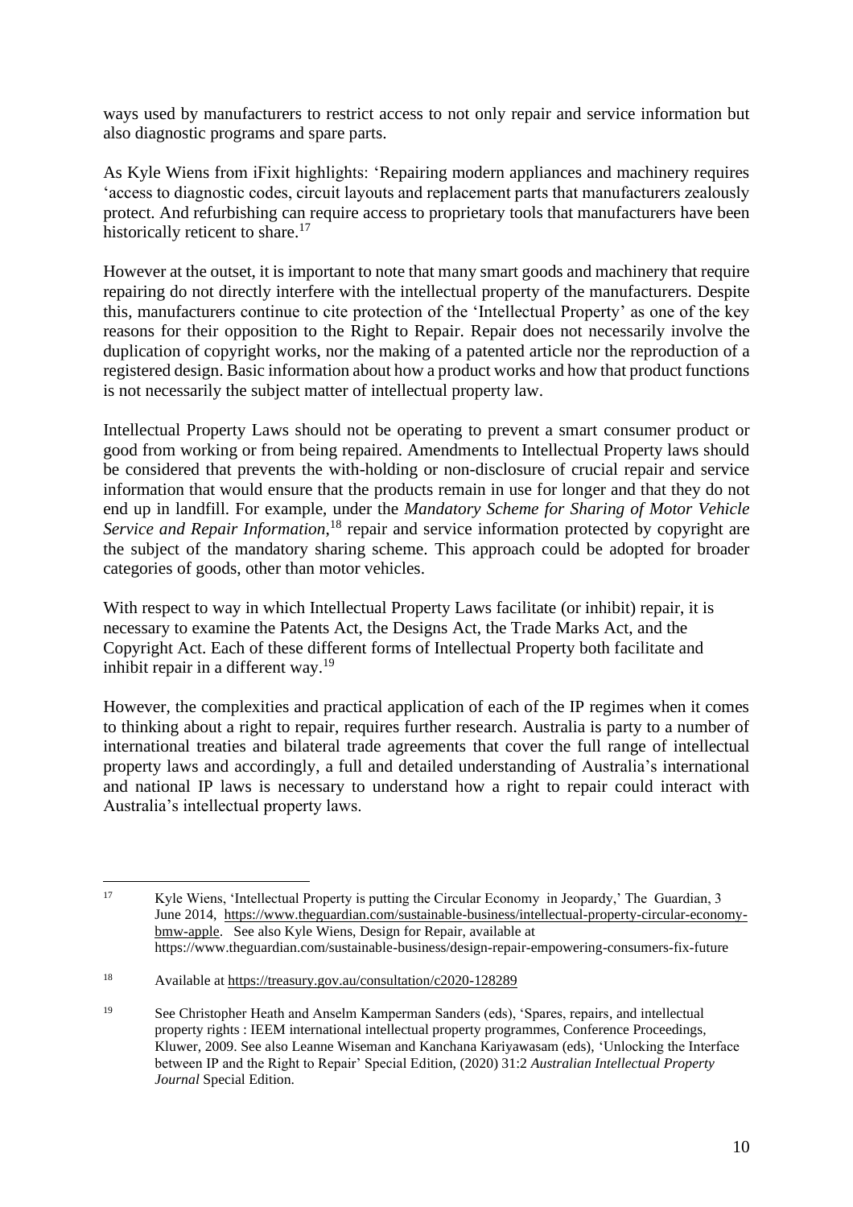ways used by manufacturers to restrict access to not only repair and service information but also diagnostic programs and spare parts.

As Kyle Wiens from iFixit highlights: 'Repairing modern appliances and machinery requires 'access to diagnostic codes, circuit layouts and replacement parts that manufacturers zealously protect. And refurbishing can require access to proprietary tools that manufacturers have been historically reticent to share.[17]

However at the outset, it is important to note that many smart goods and machinery that require repairing do not directly interfere with the intellectual property of the manufacturers. Despite this, manufacturers continue to cite protection of the 'Intellectual Property' as one of the key reasons for their opposition to the Right to Repair. Repair does not necessarily involve the duplication of copyright works, nor the making of a patented article nor the reproduction of a registered design. Basic information about how a product works and how that product functions is not necessarily the subject matter of intellectual property law.

Intellectual Property Laws should not be operating to prevent a smart consumer product or good from working or from being repaired. Amendments to Intellectual Property laws should be considered that prevents the with-holding or non-disclosure of crucial repair and service information that would ensure that the products remain in use for longer and that they do not end up in landfill. For example, under the *Mandatory Scheme for Sharing of Motor Vehicle Service and Repair Information*,[18] repair and service information protected by copyright are the subject of the mandatory sharing scheme. This approach could be adopted for broader categories of goods, other than motor vehicles.

With respect to way in which Intellectual Property Laws facilitate (or inhibit) repair, it is necessary to examine the Patents Act, the Designs Act, the Trade Marks Act, and the Copyright Act. Each of these different forms of Intellectual Property both facilitate and inhibit repair in a different way.[19]

However, the complexities and practical application of each of the IP regimes when it comes to thinking about a right to repair, requires further research. Australia is party to a number of international treaties and bilateral trade agreements that cover the full range of intellectual property laws and accordingly, a full and detailed understanding of Australia's international and national IP laws is necessary to understand how a right to repair could interact with Australia's intellectual property laws.

---

[17] Kyle Wiens, 'Intellectual Property is putting the Circular Economy in Jeopardy,' The Guardian, 3 June 2014, https://www.theguardian.com/sustainable-business/intellectual-property-circular-economy-bmw-apple. See also Kyle Wiens, Design for Repair, available at https://www.theguardian.com/sustainable-business/design-repair-empowering-consumers-fix-future

[18] Available at https://treasury.gov.au/consultation/c2020-128289

[19] See Christopher Heath and Anselm Kamperman Sanders (eds), 'Spares, repairs, and intellectual property rights : IEEM international intellectual property programmes, Conference Proceedings, Kluwer, 2009. See also Leanne Wiseman and Kanchana Kariyawasam (eds), 'Unlocking the Interface between IP and the Right to Repair' Special Edition, (2020) 31:2 *Australian Intellectual Property Journal* Special Edition.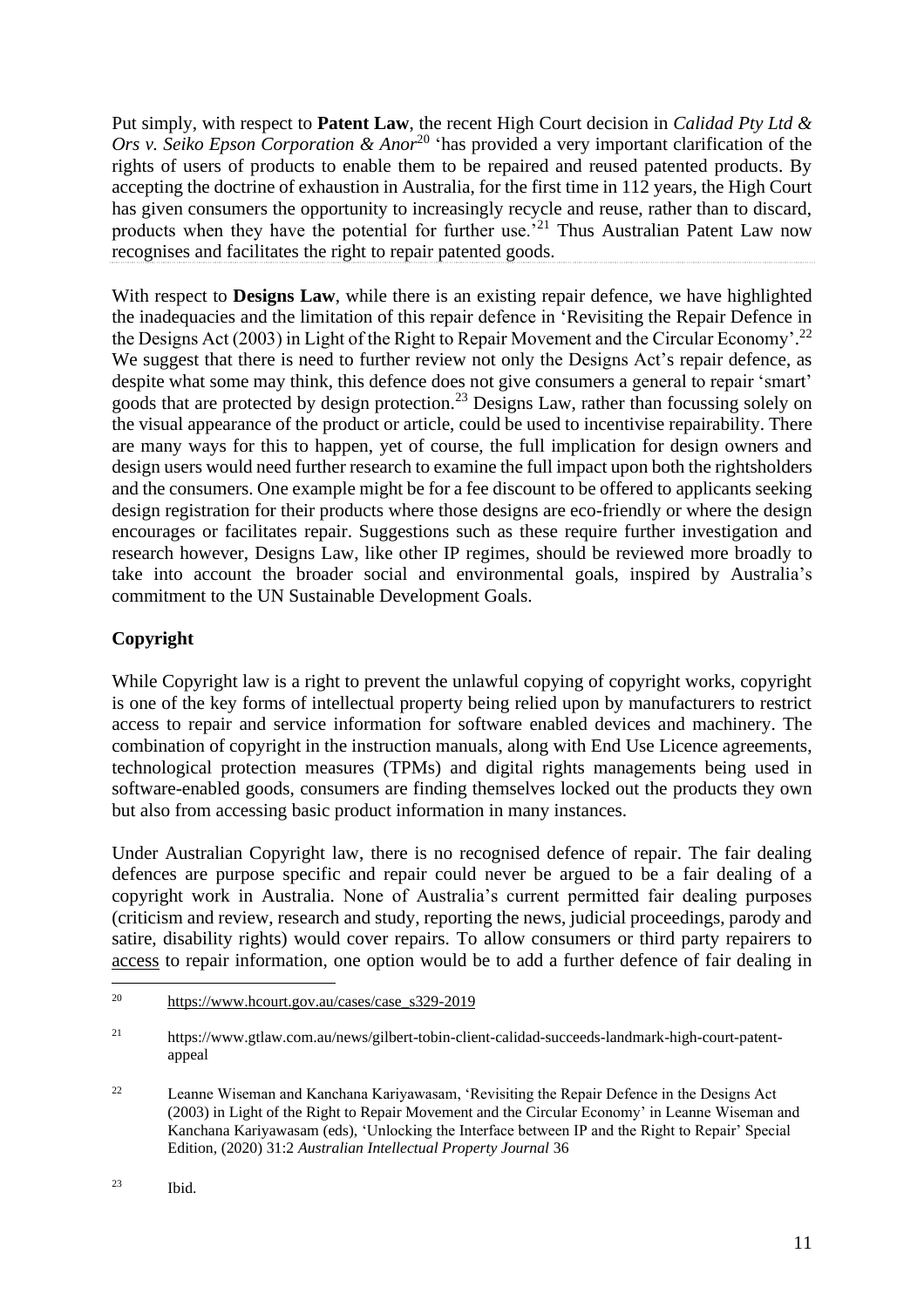Put simply, with respect to **Patent Law**, the recent High Court decision in *Calidad Pty Ltd & Ors v. Seiko Epson Corporation & Anor*[20] 'has provided a very important clarification of the rights of users of products to enable them to be repaired and reused patented products. By accepting the doctrine of exhaustion in Australia, for the first time in 112 years, the High Court has given consumers the opportunity to increasingly recycle and reuse, rather than to discard, products when they have the potential for further use.'[21] Thus Australian Patent Law now recognises and facilitates the right to repair patented goods.

With respect to **Designs Law**, while there is an existing repair defence, we have highlighted the inadequacies and the limitation of this repair defence in 'Revisiting the Repair Defence in the Designs Act (2003) in Light of the Right to Repair Movement and the Circular Economy'.[22] We suggest that there is need to further review not only the Designs Act's repair defence, as despite what some may think, this defence does not give consumers a general to repair 'smart' goods that are protected by design protection.[23] Designs Law, rather than focussing solely on the visual appearance of the product or article, could be used to incentivise repairability. There are many ways for this to happen, yet of course, the full implication for design owners and design users would need further research to examine the full impact upon both the rightsholders and the consumers. One example might be for a fee discount to be offered to applicants seeking design registration for their products where those designs are eco-friendly or where the design encourages or facilitates repair. Suggestions such as these require further investigation and research however, Designs Law, like other IP regimes, should be reviewed more broadly to take into account the broader social and environmental goals, inspired by Australia's commitment to the UN Sustainable Development Goals.

**Copyright**

While Copyright law is a right to prevent the unlawful copying of copyright works, copyright is one of the key forms of intellectual property being relied upon by manufacturers to restrict access to repair and service information for software enabled devices and machinery. The combination of copyright in the instruction manuals, along with End Use Licence agreements, technological protection measures (TPMs) and digital rights managements being used in software-enabled goods, consumers are finding themselves locked out the products they own but also from accessing basic product information in many instances.

Under Australian Copyright law, there is no recognised defence of repair. The fair dealing defences are purpose specific and repair could never be argued to be a fair dealing of a copyright work in Australia. None of Australia's current permitted fair dealing purposes (criticism and review, research and study, reporting the news, judicial proceedings, parody and satire, disability rights) would cover repairs. To allow consumers or third party repairers to access to repair information, one option would be to add a further defence of fair dealing in

---

[20] https://www.hcourt.gov.au/cases/case_s329-2019

[21] https://www.gtlaw.com.au/news/gilbert-tobin-client-calidad-succeeds-landmark-high-court-patent-appeal

[22] Leanne Wiseman and Kanchana Kariyawasam, 'Revisiting the Repair Defence in the Designs Act (2003) in Light of the Right to Repair Movement and the Circular Economy' in Leanne Wiseman and Kanchana Kariyawasam (eds), 'Unlocking the Interface between IP and the Right to Repair' Special Edition, (2020) 31:2 *Australian Intellectual Property Journal* 36

[23] Ibid.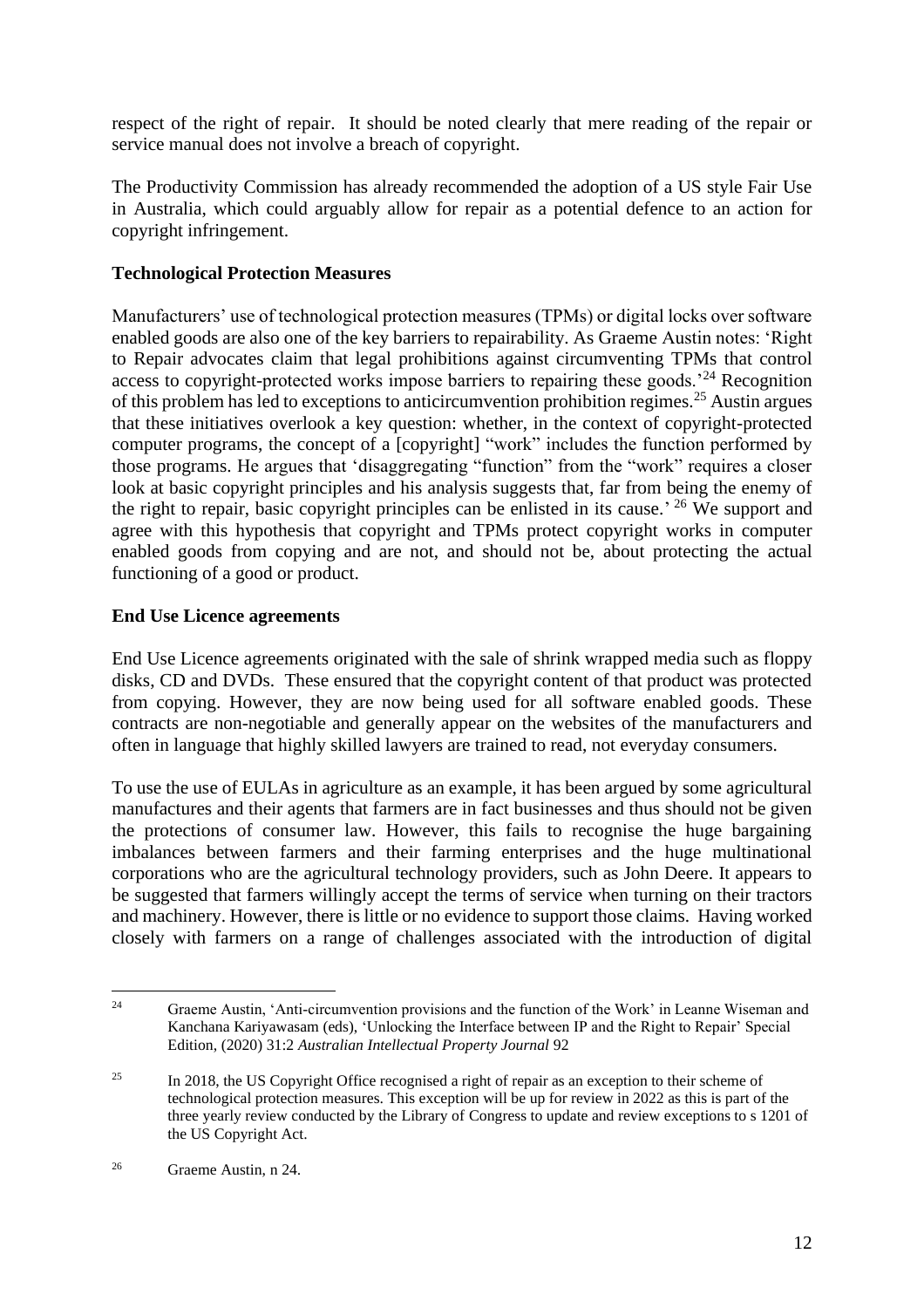respect of the right of repair. It should be noted clearly that mere reading of the repair or service manual does not involve a breach of copyright.

The Productivity Commission has already recommended the adoption of a US style Fair Use in Australia, which could arguably allow for repair as a potential defence to an action for copyright infringement.

**Technological Protection Measures**

Manufacturers' use of technological protection measures (TPMs) or digital locks over software enabled goods are also one of the key barriers to repairability. As Graeme Austin notes: 'Right to Repair advocates claim that legal prohibitions against circumventing TPMs that control access to copyright-protected works impose barriers to repairing these goods.'[24] Recognition of this problem has led to exceptions to anticircumvention prohibition regimes.[25] Austin argues that these initiatives overlook a key question: whether, in the context of copyright-protected computer programs, the concept of a [copyright] "work" includes the function performed by those programs. He argues that 'disaggregating "function" from the "work" requires a closer look at basic copyright principles and his analysis suggests that, far from being the enemy of the right to repair, basic copyright principles can be enlisted in its cause.' [26] We support and agree with this hypothesis that copyright and TPMs protect copyright works in computer enabled goods from copying and are not, and should not be, about protecting the actual functioning of a good or product.

**End Use Licence agreements**

End Use Licence agreements originated with the sale of shrink wrapped media such as floppy disks, CD and DVDs. These ensured that the copyright content of that product was protected from copying. However, they are now being used for all software enabled goods. These contracts are non-negotiable and generally appear on the websites of the manufacturers and often in language that highly skilled lawyers are trained to read, not everyday consumers.

To use the use of EULAs in agriculture as an example, it has been argued by some agricultural manufactures and their agents that farmers are in fact businesses and thus should not be given the protections of consumer law. However, this fails to recognise the huge bargaining imbalances between farmers and their farming enterprises and the huge multinational corporations who are the agricultural technology providers, such as John Deere. It appears to be suggested that farmers willingly accept the terms of service when turning on their tractors and machinery. However, there is little or no evidence to support those claims. Having worked closely with farmers on a range of challenges associated with the introduction of digital

---

[24] Graeme Austin, 'Anti-circumvention provisions and the function of the Work' in Leanne Wiseman and Kanchana Kariyawasam (eds), 'Unlocking the Interface between IP and the Right to Repair' Special Edition, (2020) 31:2 *Australian Intellectual Property Journal* 92

[25] In 2018, the US Copyright Office recognised a right of repair as an exception to their scheme of technological protection measures. This exception will be up for review in 2022 as this is part of the three yearly review conducted by the Library of Congress to update and review exceptions to s 1201 of the US Copyright Act.

[26] Graeme Austin, n 24.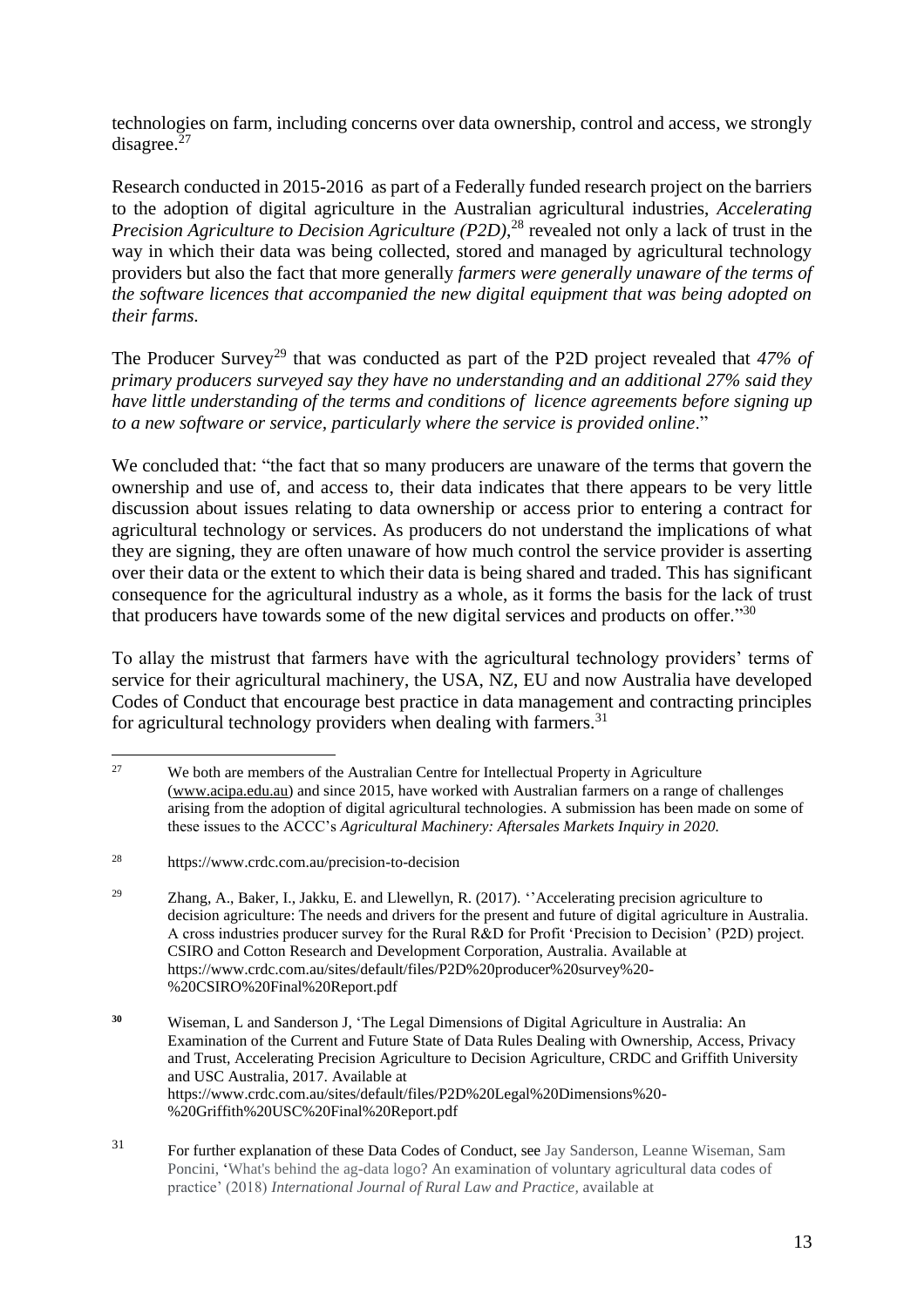technologies on farm, including concerns over data ownership, control and access, we strongly disagree.[27]

Research conducted in 2015-2016 as part of a Federally funded research project on the barriers to the adoption of digital agriculture in the Australian agricultural industries, *Accelerating Precision Agriculture to Decision Agriculture (P2D)*,[28] revealed not only a lack of trust in the way in which their data was being collected, stored and managed by agricultural technology providers but also the fact that more generally *farmers were generally unaware of the terms of the software licences that accompanied the new digital equipment that was being adopted on their farms.*

The Producer Survey[29] that was conducted as part of the P2D project revealed that *47% of primary producers surveyed say they have no understanding and an additional 27% said they have little understanding of the terms and conditions of licence agreements before signing up to a new software or service, particularly where the service is provided online*."

We concluded that: "the fact that so many producers are unaware of the terms that govern the ownership and use of, and access to, their data indicates that there appears to be very little discussion about issues relating to data ownership or access prior to entering a contract for agricultural technology or services. As producers do not understand the implications of what they are signing, they are often unaware of how much control the service provider is asserting over their data or the extent to which their data is being shared and traded. This has significant consequence for the agricultural industry as a whole, as it forms the basis for the lack of trust that producers have towards some of the new digital services and products on offer."[30]

To allay the mistrust that farmers have with the agricultural technology providers' terms of service for their agricultural machinery, the USA, NZ, EU and now Australia have developed Codes of Conduct that encourage best practice in data management and contracting principles for agricultural technology providers when dealing with farmers.[31]

---

[27] We both are members of the Australian Centre for Intellectual Property in Agriculture (www.acipa.edu.au) and since 2015, have worked with Australian farmers on a range of challenges arising from the adoption of digital agricultural technologies. A submission has been made on some of these issues to the ACCC's *Agricultural Machinery: Aftersales Markets Inquiry in 2020.*

[28] https://www.crdc.com.au/precision-to-decision

[29] Zhang, A., Baker, I., Jakku, E. and Llewellyn, R. (2017). ''Accelerating precision agriculture to decision agriculture: The needs and drivers for the present and future of digital agriculture in Australia. A cross industries producer survey for the Rural R&D for Profit 'Precision to Decision' (P2D) project. CSIRO and Cotton Research and Development Corporation, Australia. Available at https://www.crdc.com.au/sites/default/files/P2D%20producer%20survey%20-%20CSIRO%20Final%20Report.pdf

[30] Wiseman, L and Sanderson J, 'The Legal Dimensions of Digital Agriculture in Australia: An Examination of the Current and Future State of Data Rules Dealing with Ownership, Access, Privacy and Trust, Accelerating Precision Agriculture to Decision Agriculture, CRDC and Griffith University and USC Australia, 2017. Available at https://www.crdc.com.au/sites/default/files/P2D%20Legal%20Dimensions%20-%20Griffith%20USC%20Final%20Report.pdf

[31] For further explanation of these Data Codes of Conduct, see Jay Sanderson, Leanne Wiseman, Sam Poncini, 'What's behind the ag-data logo? An examination of voluntary agricultural data codes of practice' (2018) *International Journal of Rural Law and Practice*, available at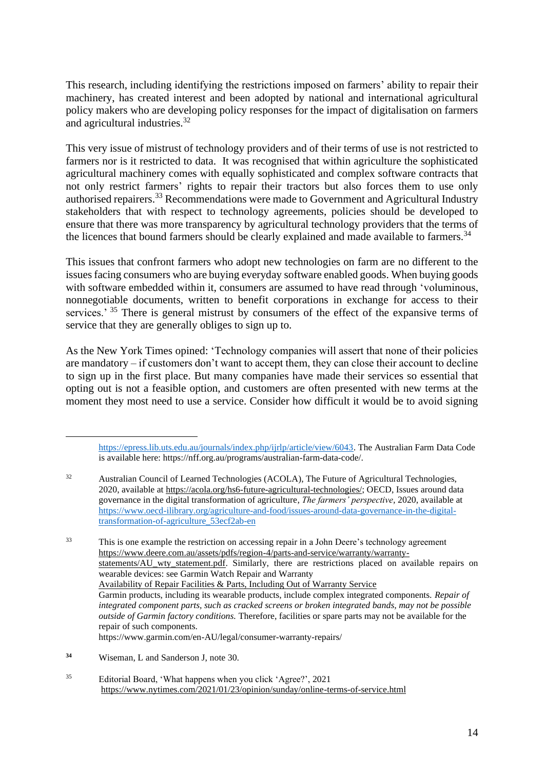This research, including identifying the restrictions imposed on farmers' ability to repair their machinery, has created interest and been adopted by national and international agricultural policy makers who are developing policy responses for the impact of digitalisation on farmers and agricultural industries.[32]

This very issue of mistrust of technology providers and of their terms of use is not restricted to farmers nor is it restricted to data. It was recognised that within agriculture the sophisticated agricultural machinery comes with equally sophisticated and complex software contracts that not only restrict farmers' rights to repair their tractors but also forces them to use only authorised repairers.[33] Recommendations were made to Government and Agricultural Industry stakeholders that with respect to technology agreements, policies should be developed to ensure that there was more transparency by agricultural technology providers that the terms of the licences that bound farmers should be clearly explained and made available to farmers.[34]

This issues that confront farmers who adopt new technologies on farm are no different to the issues facing consumers who are buying everyday software enabled goods. When buying goods with software embedded within it, consumers are assumed to have read through 'voluminous, nonnegotiable documents, written to benefit corporations in exchange for access to their services.' [35] There is general mistrust by consumers of the effect of the expansive terms of service that they are generally obliges to sign up to.

As the New York Times opined: 'Technology companies will assert that none of their policies are mandatory – if customers don't want to accept them, they can close their account to decline to sign up in the first place. But many companies have made their services so essential that opting out is not a feasible option, and customers are often presented with new terms at the moment they most need to use a service. Consider how difficult it would be to avoid signing

---

https://epress.lib.uts.edu.au/journals/index.php/ijrlp/article/view/6043. The Australian Farm Data Code is available here: https://nff.org.au/programs/australian-farm-data-code/.

[32] Australian Council of Learned Technologies (ACOLA), The Future of Agricultural Technologies, 2020, available at https://acola.org/hs6-future-agricultural-technologies/; OECD, Issues around data governance in the digital transformation of agriculture, *The farmers' perspective*, 2020, available at https://www.oecd-ilibrary.org/agriculture-and-food/issues-around-data-governance-in-the-digital-transformation-of-agriculture_53ecf2ab-en

[33] This is one example the restriction on accessing repair in a John Deere's technology agreement https://www.deere.com.au/assets/pdfs/region-4/parts-and-service/warranty/warranty-statements/AU_wty_statement.pdf. Similarly, there are restrictions placed on available repairs on wearable devices: see Garmin Watch Repair and Warranty
Availability of Repair Facilities & Parts, Including Out of Warranty Service
Garmin products, including its wearable products, include complex integrated components. *Repair of integrated component parts, such as cracked screens or broken integrated bands, may not be possible outside of Garmin factory conditions.* Therefore, facilities or spare parts may not be available for the repair of such components.
https://www.garmin.com/en-AU/legal/consumer-warranty-repairs/

[34] Wiseman, L and Sanderson J, note 30.

[35] Editorial Board, 'What happens when you click 'Agree?', 2021 https://www.nytimes.com/2021/01/23/opinion/sunday/online-terms-of-service.html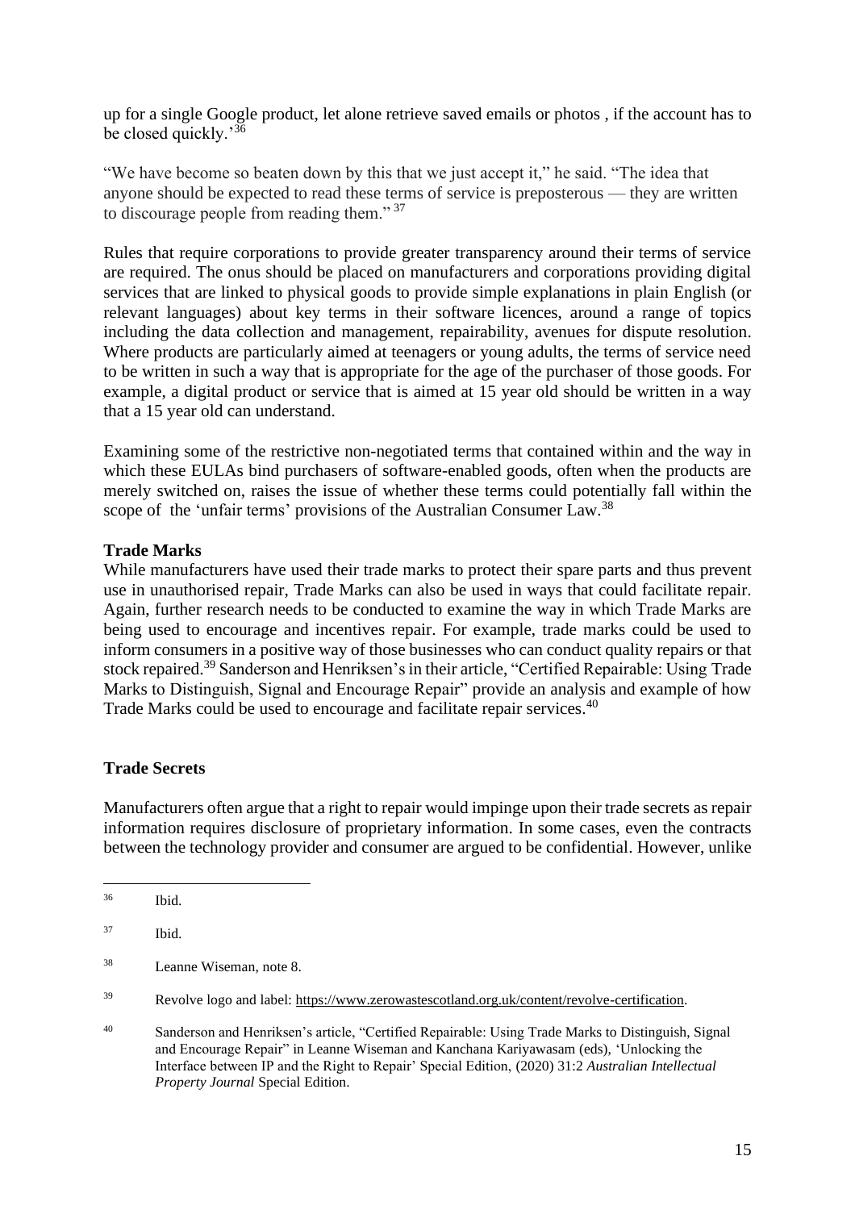up for a single Google product, let alone retrieve saved emails or photos , if the account has to be closed quickly.'[36]

"We have become so beaten down by this that we just accept it," he said. "The idea that anyone should be expected to read these terms of service is preposterous — they are written to discourage people from reading them." [37]

Rules that require corporations to provide greater transparency around their terms of service are required. The onus should be placed on manufacturers and corporations providing digital services that are linked to physical goods to provide simple explanations in plain English (or relevant languages) about key terms in their software licences, around a range of topics including the data collection and management, repairability, avenues for dispute resolution. Where products are particularly aimed at teenagers or young adults, the terms of service need to be written in such a way that is appropriate for the age of the purchaser of those goods. For example, a digital product or service that is aimed at 15 year old should be written in a way that a 15 year old can understand.

Examining some of the restrictive non-negotiated terms that contained within and the way in which these EULAs bind purchasers of software-enabled goods, often when the products are merely switched on, raises the issue of whether these terms could potentially fall within the scope of the 'unfair terms' provisions of the Australian Consumer Law.[38]

**Trade Marks**

While manufacturers have used their trade marks to protect their spare parts and thus prevent use in unauthorised repair, Trade Marks can also be used in ways that could facilitate repair. Again, further research needs to be conducted to examine the way in which Trade Marks are being used to encourage and incentives repair. For example, trade marks could be used to inform consumers in a positive way of those businesses who can conduct quality repairs or that stock repaired.[39] Sanderson and Henriksen's in their article, "Certified Repairable: Using Trade Marks to Distinguish, Signal and Encourage Repair" provide an analysis and example of how Trade Marks could be used to encourage and facilitate repair services.[40]

**Trade Secrets**

Manufacturers often argue that a right to repair would impinge upon their trade secrets as repair information requires disclosure of proprietary information. In some cases, even the contracts between the technology provider and consumer are argued to be confidential. However, unlike

---

[36] Ibid.

[37] Ibid.

[38] Leanne Wiseman, note 8.

[39] Revolve logo and label: https://www.zerowastescotland.org.uk/content/revolve-certification.

[40] Sanderson and Henriksen's article, "Certified Repairable: Using Trade Marks to Distinguish, Signal and Encourage Repair" in Leanne Wiseman and Kanchana Kariyawasam (eds), 'Unlocking the Interface between IP and the Right to Repair' Special Edition, (2020) 31:2 *Australian Intellectual Property Journal* Special Edition.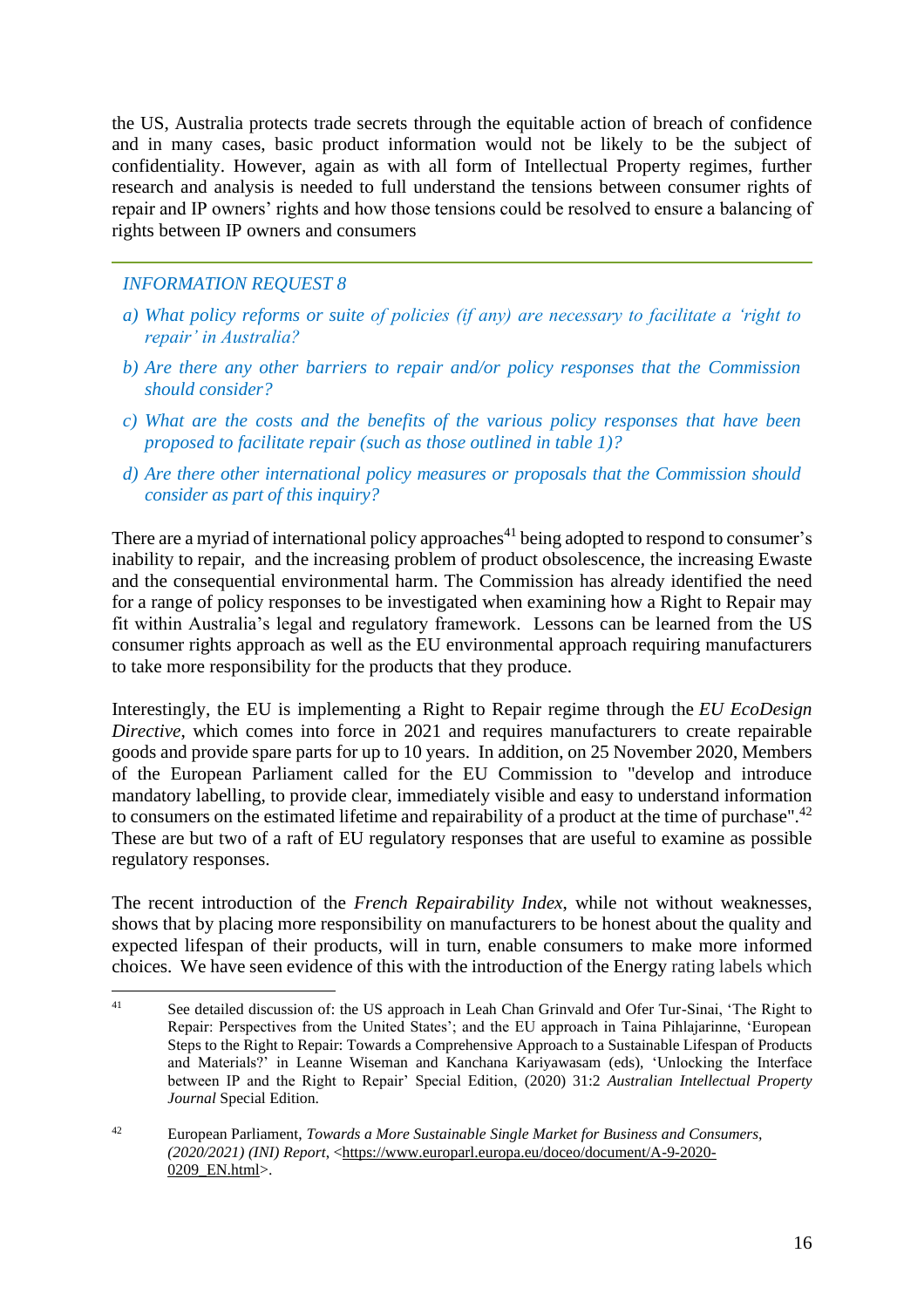the US, Australia protects trade secrets through the equitable action of breach of confidence and in many cases, basic product information would not be likely to be the subject of confidentiality. However, again as with all form of Intellectual Property regimes, further research and analysis is needed to full understand the tensions between consumer rights of repair and IP owners' rights and how those tensions could be resolved to ensure a balancing of rights between IP owners and consumers

---

*INFORMATION REQUEST 8*

*a) What policy reforms or suite of policies (if any) are necessary to facilitate a 'right to repair' in Australia?*

*b) Are there any other barriers to repair and/or policy responses that the Commission should consider?*

*c) What are the costs and the benefits of the various policy responses that have been proposed to facilitate repair (such as those outlined in table 1)?*

*d) Are there other international policy measures or proposals that the Commission should consider as part of this inquiry?*

There are a myriad of international policy approaches[41] being adopted to respond to consumer's inability to repair, and the increasing problem of product obsolescence, the increasing Ewaste and the consequential environmental harm. The Commission has already identified the need for a range of policy responses to be investigated when examining how a Right to Repair may fit within Australia's legal and regulatory framework. Lessons can be learned from the US consumer rights approach as well as the EU environmental approach requiring manufacturers to take more responsibility for the products that they produce.

Interestingly, the EU is implementing a Right to Repair regime through the *EU EcoDesign Directive*, which comes into force in 2021 and requires manufacturers to create repairable goods and provide spare parts for up to 10 years. In addition, on 25 November 2020, Members of the European Parliament called for the EU Commission to "develop and introduce mandatory labelling, to provide clear, immediately visible and easy to understand information to consumers on the estimated lifetime and repairability of a product at the time of purchase".[42] These are but two of a raft of EU regulatory responses that are useful to examine as possible regulatory responses.

The recent introduction of the *French Repairability Index*, while not without weaknesses, shows that by placing more responsibility on manufacturers to be honest about the quality and expected lifespan of their products, will in turn, enable consumers to make more informed choices. We have seen evidence of this with the introduction of the Energy rating labels which

---

[41] See detailed discussion of: the US approach in Leah Chan Grinvald and Ofer Tur-Sinai, 'The Right to Repair: Perspectives from the United States'; and the EU approach in Taina Pihlajarinne, 'European Steps to the Right to Repair: Towards a Comprehensive Approach to a Sustainable Lifespan of Products and Materials?' in Leanne Wiseman and Kanchana Kariyawasam (eds), 'Unlocking the Interface between IP and the Right to Repair' Special Edition, (2020) 31:2 *Australian Intellectual Property Journal* Special Edition.

[42] European Parliament, *Towards a More Sustainable Single Market for Business and Consumers, (2020/2021) (INI) Report*, <https://www.europarl.europa.eu/doceo/document/A-9-2020-0209_EN.html>.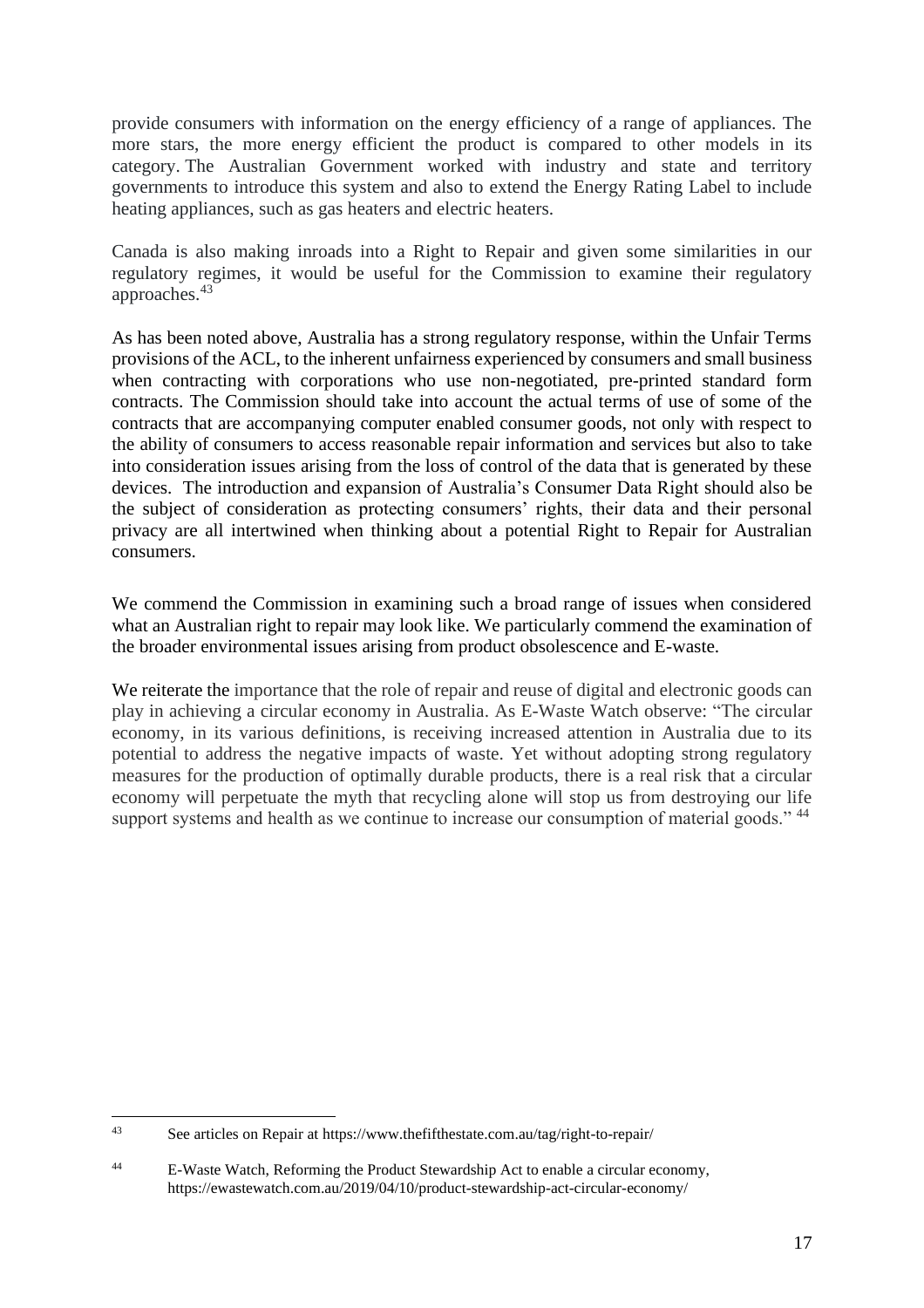provide consumers with information on the energy efficiency of a range of appliances. The more stars, the more energy efficient the product is compared to other models in its category. The Australian Government worked with industry and state and territory governments to introduce this system and also to extend the Energy Rating Label to include heating appliances, such as gas heaters and electric heaters.

Canada is also making inroads into a Right to Repair and given some similarities in our regulatory regimes, it would be useful for the Commission to examine their regulatory approaches.[43]

As has been noted above, Australia has a strong regulatory response, within the Unfair Terms provisions of the ACL, to the inherent unfairness experienced by consumers and small business when contracting with corporations who use non-negotiated, pre-printed standard form contracts. The Commission should take into account the actual terms of use of some of the contracts that are accompanying computer enabled consumer goods, not only with respect to the ability of consumers to access reasonable repair information and services but also to take into consideration issues arising from the loss of control of the data that is generated by these devices. The introduction and expansion of Australia's Consumer Data Right should also be the subject of consideration as protecting consumers' rights, their data and their personal privacy are all intertwined when thinking about a potential Right to Repair for Australian consumers.

We commend the Commission in examining such a broad range of issues when considered what an Australian right to repair may look like. We particularly commend the examination of the broader environmental issues arising from product obsolescence and E-waste.

We reiterate the importance that the role of repair and reuse of digital and electronic goods can play in achieving a circular economy in Australia. As E-Waste Watch observe: "The circular economy, in its various definitions, is receiving increased attention in Australia due to its potential to address the negative impacts of waste. Yet without adopting strong regulatory measures for the production of optimally durable products, there is a real risk that a circular economy will perpetuate the myth that recycling alone will stop us from destroying our life support systems and health as we continue to increase our consumption of material goods." [44]

---

[43] See articles on Repair at https://www.thefifthestate.com.au/tag/right-to-repair/

[44] E-Waste Watch, Reforming the Product Stewardship Act to enable a circular economy, https://ewastewatch.com.au/2019/04/10/product-stewardship-act-circular-economy/